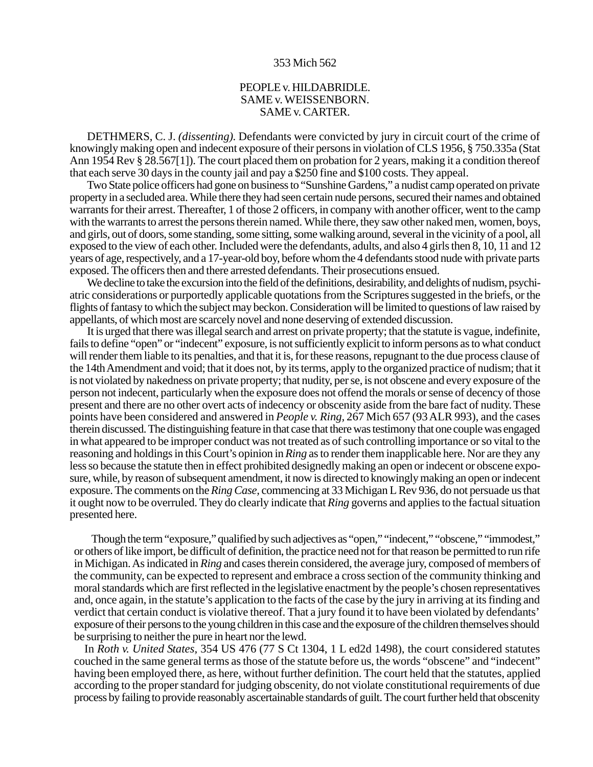353 Mich 562

PEOPLE v. HILDABRIDLE.
SAME v. WEISSENBORN.
SAME v. CARTER.

DETHMERS, C. J. *(dissenting).* Defendants were convicted by jury in circuit court of the crime of knowingly making open and indecent exposure of their persons in violation of CLS 1956, § 750.335a (Stat Ann 1954 Rev § 28.567[1]). The court placed them on probation for 2 years, making it a condition thereof that each serve 30 days in the county jail and pay a $250 fine and $100 costs. They appeal.

Two State police officers had gone on business to "Sunshine Gardens," a nudist camp operated on private property in a secluded area. While there they had seen certain nude persons, secured their names and obtained warrants for their arrest. Thereafter, 1 of those 2 officers, in company with another officer, went to the camp with the warrants to arrest the persons therein named. While there, they saw other naked men, women, boys, and girls, out of doors, some standing, some sitting, some walking around, several in the vicinity of a pool, all exposed to the view of each other. Included were the defendants, adults, and also 4 girls then 8, 10, 11 and 12 years of age, respectively, and a 17-year-old boy, before whom the 4 defendants stood nude with private parts exposed. The officers then and there arrested defendants. Their prosecutions ensued.

We decline to take the excursion into the field of the definitions, desirability, and delights of nudism, psychiatric considerations or purportedly applicable quotations from the Scriptures suggested in the briefs, or the flights of fantasy to which the subject may beckon. Consideration will be limited to questions of law raised by appellants, of which most are scarcely novel and none deserving of extended discussion.

It is urged that there was illegal search and arrest on private property; that the statute is vague, indefinite, fails to define "open" or "indecent" exposure, is not sufficiently explicit to inform persons as to what conduct will render them liable to its penalties, and that it is, for these reasons, repugnant to the due process clause of the 14th Amendment and void; that it does not, by its terms, apply to the organized practice of nudism; that it is not violated by nakedness on private property; that nudity, per se, is not obscene and every exposure of the person not indecent, particularly when the exposure does not offend the morals or sense of decency of those present and there are no other overt acts of indecency or obscenity aside from the bare fact of nudity. These points have been considered and answered in *People v. Ring*, 267 Mich 657 (93 ALR 993), and the cases therein discussed. The distinguishing feature in that case that there was testimony that one couple was engaged in what appeared to be improper conduct was not treated as of such controlling importance or so vital to the reasoning and holdings in this Court's opinion in *Ring* as to render them inapplicable here. Nor are they any less so because the statute then in effect prohibited designedly making an open or indecent or obscene exposure, while, by reason of subsequent amendment, it now is directed to knowingly making an open or indecent exposure. The comments on the *Ring Case*, commencing at 33 Michigan L Rev 936, do not persuade us that it ought now to be overruled. They do clearly indicate that *Ring* governs and applies to the factual situation presented here.

Though the term "exposure," qualified by such adjectives as "open," "indecent," "obscene," "immodest," or others of like import, be difficult of definition, the practice need not for that reason be permitted to run rife in Michigan. As indicated in *Ring* and cases therein considered, the average jury, composed of members of the community, can be expected to represent and embrace a cross section of the community thinking and moral standards which are first reflected in the legislative enactment by the people's chosen representatives and, once again, in the statute's application to the facts of the case by the jury in arriving at its finding and verdict that certain conduct is violative thereof. That a jury found it to have been violated by defendants' exposure of their persons to the young children in this case and the exposure of the children themselves should be surprising to neither the pure in heart nor the lewd.

In *Roth v. United States*, 354 US 476 (77 S Ct 1304, 1 L ed2d 1498), the court considered statutes couched in the same general terms as those of the statute before us, the words "obscene" and "indecent" having been employed there, as here, without further definition. The court held that the statutes, applied according to the proper standard for judging obscenity, do not violate constitutional requirements of due process by failing to provide reasonably ascertainable standards of guilt. The court further held that obscenity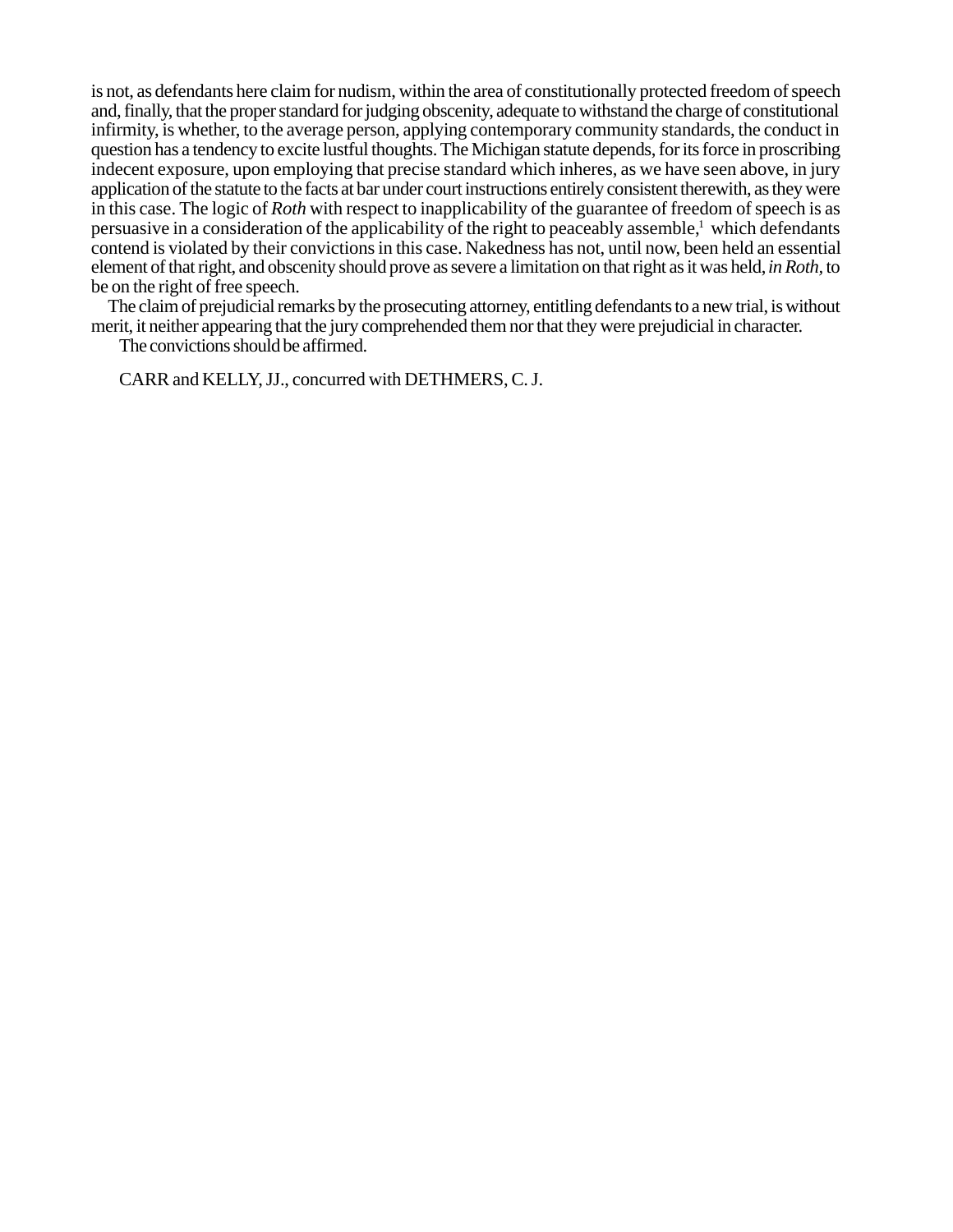is not, as defendants here claim for nudism, within the area of constitutionally protected freedom of speech and, finally, that the proper standard for judging obscenity, adequate to withstand the charge of constitutional infirmity, is whether, to the average person, applying contemporary community standards, the conduct in question has a tendency to excite lustful thoughts. The Michigan statute depends, for its force in proscribing indecent exposure, upon employing that precise standard which inheres, as we have seen above, in jury application of the statute to the facts at bar under court instructions entirely consistent therewith, as they were in this case. The logic of *Roth* with respect to inapplicability of the guarantee of freedom of speech is as persuasive in a consideration of the applicability of the right to peaceably assemble,[1] which defendants contend is violated by their convictions in this case. Nakedness has not, until now, been held an essential element of that right, and obscenity should prove as severe a limitation on that right as it was held, *in Roth,* to be on the right of free speech.

The claim of prejudicial remarks by the prosecuting attorney, entitling defendants to a new trial, is without merit, it neither appearing that the jury comprehended them nor that they were prejudicial in character.

The convictions should be affirmed.

CARR and KELLY, JJ., concurred with DETHMERS, C. J.